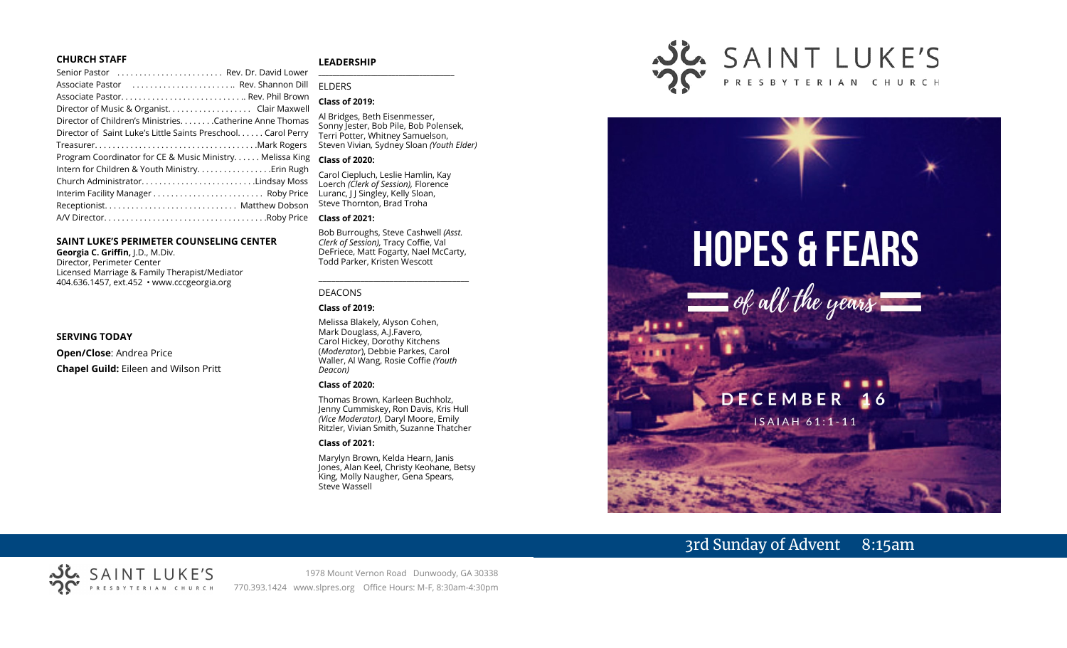## CHURCH STAFF

Senior Pastor ........................ Rev. Dr. David Lower
Associate Pastor ........................ Rev. Shannon Dill
Associate Pastor............................ Rev. Phil Brown
Director of Music & Organist................... Clair Maxwell
Director of Children's Ministries........Catherine Anne Thomas
Director of Saint Luke's Little Saints Preschool...... Carol Perry
Treasurer.....................................Mark Rogers
Program Coordinator for CE & Music Ministry...... Melissa King
Intern for Children & Youth Ministry.................Erin Rugh
Church Administrator..........................Lindsay Moss
Interim Facility Manager ......................... Roby Price
Receptionist.............................. Matthew Dobson
A/V Director....................................Roby Price

## SAINT LUKE'S PERIMETER COUNSELING CENTER

**Georgia C. Griffin,** J.D., M.Div.
Director, Perimeter Center
Licensed Marriage & Family Therapist/Mediator
404.636.1457, ext.452 • www.cccgeorgia.org

## SERVING TODAY

**Open/Close**: Andrea Price

**Chapel Guild:** Eileen and Wilson Pritt

## LEADERSHIP

ELDERS

**Class of 2019:**

Al Bridges, Beth Eisenmesser, Sonny Jester, Bob Pile, Bob Polensek, Terri Potter, Whitney Samuelson, Steven Vivian, Sydney Sloan *(Youth Elder)*

**Class of 2020:**

Carol Ciepluch, Leslie Hamlin, Kay Loerch *(Clerk of Session),* Florence Luranc, J J Singley, Kelly Sloan, Steve Thornton, Brad Troha

**Class of 2021:**

Bob Burroughs, Steve Cashwell *(Asst. Clerk of Session),* Tracy Coffie, Val DeFriece, Matt Fogarty, Nael McCarty, Todd Parker, Kristen Wescott

DEACONS

**Class of 2019:**

Melissa Blakely, Alyson Cohen, Mark Douglass, A.J.Favero, Carol Hickey, Dorothy Kitchens (*Moderator*), Debbie Parkes, Carol Waller, Al Wang, Rosie Coffie *(Youth Deacon)*

**Class of 2020:**

Thomas Brown, Karleen Buchholz, Jenny Cummiskey, Ron Davis, Kris Hull *(Vice Moderator),* Daryl Moore, Emily Ritzler, Vivian Smith, Suzanne Thatcher

**Class of 2021:**

Marylyn Brown, Kelda Hearn, Janis Jones, Alan Keel, Christy Keohane, Betsy King, Molly Naugher, Gena Spears, Steve Wassell

SAINT LUKE'S PRESBYTERIAN CHURCH

1978 Mount Vernon Road Dunwoody, GA 30338
770.393.1424 www.slpres.org Office Hours: M-F, 8:30am-4:30pm

SAINT LUKE'S PRESBYTERIAN CHURCH

# HOPES & FEARS
## of all the years

DECEMBER 16

ISAIAH 61:1-11

3rd Sunday of Advent 8:15am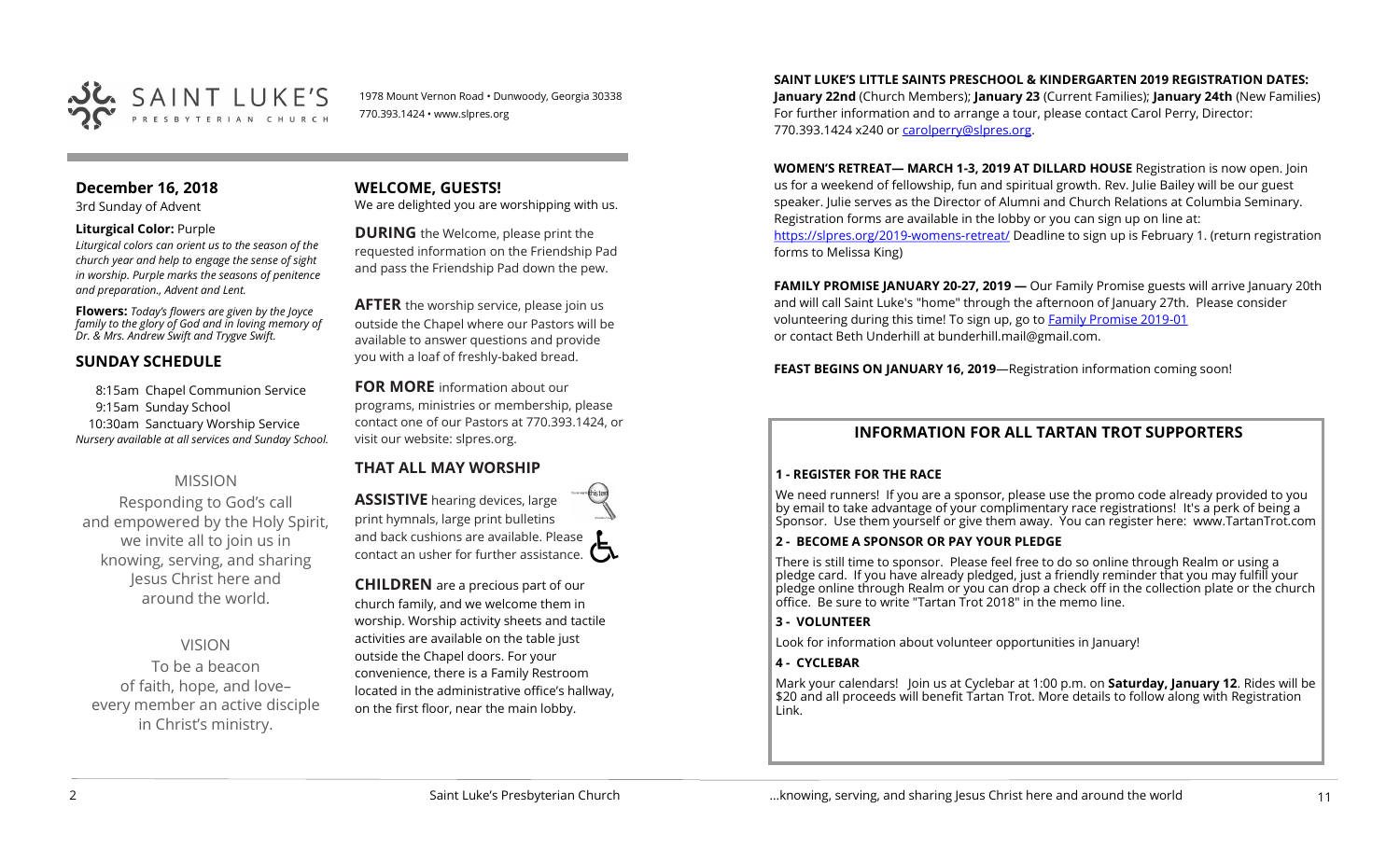SAINT LUKE'S PRESBYTERIAN CHURCH

1978 Mount Vernon Road • Dunwoody, Georgia 30338
770.393.1424 • www.slpres.org

## December 16, 2018

3rd Sunday of Advent

**Liturgical Color:** Purple

*Liturgical colors can orient us to the season of the church year and help to engage the sense of sight in worship. Purple marks the seasons of penitence and preparation., Advent and Lent.*

**Flowers:** *Today's flowers are given by the Joyce family to the glory of God and in loving memory of Dr. & Mrs. Andrew Swift and Trygve Swift.*

## SUNDAY SCHEDULE

8:15am Chapel Communion Service
9:15am Sunday School
10:30am Sanctuary Worship Service
*Nursery available at all services and Sunday School.*

### MISSION

Responding to God's call and empowered by the Holy Spirit, we invite all to join us in knowing, serving, and sharing Jesus Christ here and around the world.

### VISION

To be a beacon of faith, hope, and love– every member an active disciple in Christ's ministry.

## WELCOME, GUESTS!

We are delighted you are worshipping with us.

**DURING** the Welcome, please print the requested information on the Friendship Pad and pass the Friendship Pad down the pew.

**AFTER** the worship service, please join us outside the Chapel where our Pastors will be available to answer questions and provide you with a loaf of freshly-baked bread.

**FOR MORE** information about our programs, ministries or membership, please contact one of our Pastors at 770.393.1424, or visit our website: slpres.org.

## THAT ALL MAY WORSHIP

**ASSISTIVE** hearing devices, large print hymnals, large print bulletins and back cushions are available. Please contact an usher for further assistance.

**CHILDREN** are a precious part of our church family, and we welcome them in worship. Worship activity sheets and tactile activities are available on the table just outside the Chapel doors. For your convenience, there is a Family Restroom located in the administrative office's hallway, on the first floor, near the main lobby.

**SAINT LUKE'S LITTLE SAINTS PRESCHOOL & KINDERGARTEN 2019 REGISTRATION DATES:** **January 22nd** (Church Members); **January 23** (Current Families); **January 24th** (New Families) For further information and to arrange a tour, please contact Carol Perry, Director: 770.393.1424 x240 or carolperry@slpres.org.

**WOMEN'S RETREAT— MARCH 1-3, 2019 AT DILLARD HOUSE** Registration is now open. Join us for a weekend of fellowship, fun and spiritual growth. Rev. Julie Bailey will be our guest speaker. Julie serves as the Director of Alumni and Church Relations at Columbia Seminary. Registration forms are available in the lobby or you can sign up on line at: https://slpres.org/2019-womens-retreat/ Deadline to sign up is February 1. (return registration forms to Melissa King)

**FAMILY PROMISE JANUARY 20-27, 2019 —** Our Family Promise guests will arrive January 20th and will call Saint Luke's "home" through the afternoon of January 27th. Please consider volunteering during this time! To sign up, go to Family Promise 2019-01 or contact Beth Underhill at bunderhill.mail@gmail.com.

**FEAST BEGINS ON JANUARY 16, 2019**—Registration information coming soon!

## INFORMATION FOR ALL TARTAN TROT SUPPORTERS

**1 - REGISTER FOR THE RACE**

We need runners! If you are a sponsor, please use the promo code already provided to you by email to take advantage of your complimentary race registrations! It's a perk of being a Sponsor. Use them yourself or give them away. You can register here: www.TartanTrot.com

**2 - BECOME A SPONSOR OR PAY YOUR PLEDGE**

There is still time to sponsor. Please feel free to do so online through Realm or using a pledge card. If you have already pledged, just a friendly reminder that you may fulfill your pledge online through Realm or you can drop a check off in the collection plate or the church office. Be sure to write "Tartan Trot 2018" in the memo line.

**3 - VOLUNTEER**

Look for information about volunteer opportunities in January!

**4 - CYCLEBAR**

Mark your calendars! Join us at Cyclebar at 1:00 p.m. on **Saturday, January 12**. Rides will be $20 and all proceeds will benefit Tartan Trot. More details to follow along with Registration Link.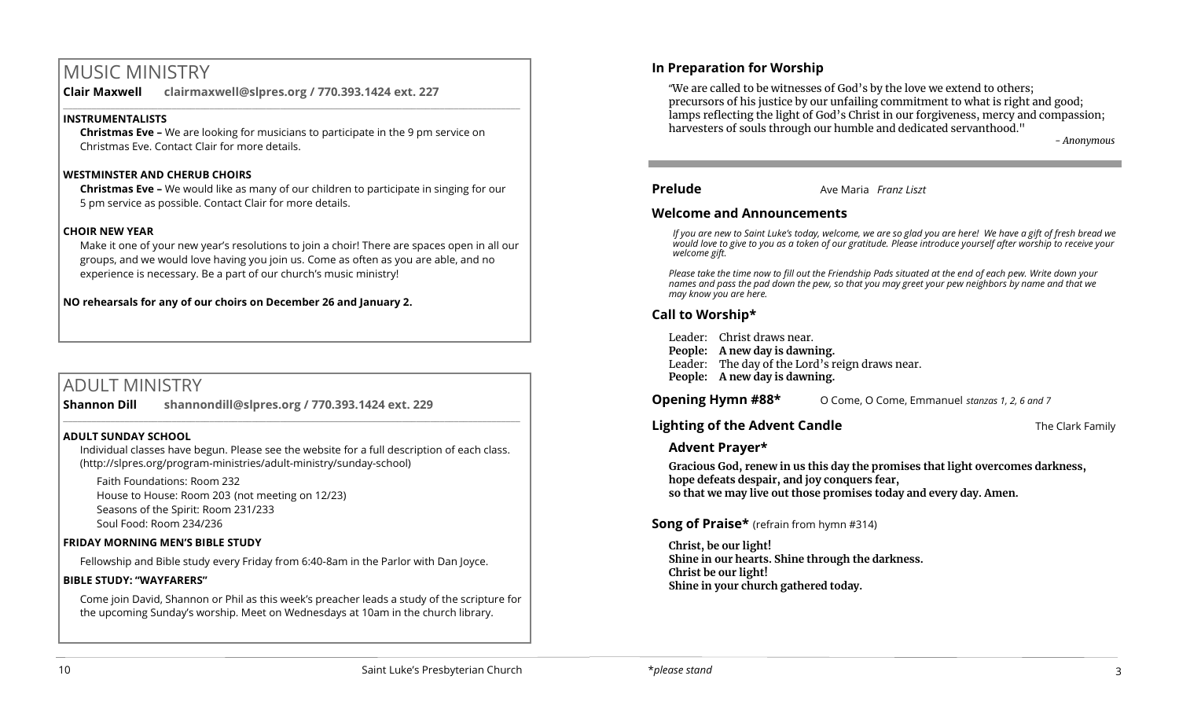# MUSIC MINISTRY

**Clair Maxwell** **clairmaxwell@slpres.org / 770.393.1424 ext. 227**

**INSTRUMENTALISTS**

**Christmas Eve –** We are looking for musicians to participate in the 9 pm service on Christmas Eve. Contact Clair for more details.

**WESTMINSTER AND CHERUB CHOIRS**

**Christmas Eve –** We would like as many of our children to participate in singing for our 5 pm service as possible. Contact Clair for more details.

**CHOIR NEW YEAR**

Make it one of your new year's resolutions to join a choir! There are spaces open in all our groups, and we would love having you join us. Come as often as you are able, and no experience is necessary. Be a part of our church's music ministry!

**NO rehearsals for any of our choirs on December 26 and January 2.**

# ADULT MINISTRY

**Shannon Dill** **shannondill@slpres.org / 770.393.1424 ext. 229**

**ADULT SUNDAY SCHOOL**

Individual classes have begun. Please see the website for a full description of each class. (http://slpres.org/program-ministries/adult-ministry/sunday-school)

Faith Foundations: Room 232
House to House: Room 203 (not meeting on 12/23)
Seasons of the Spirit: Room 231/233
Soul Food: Room 234/236

**FRIDAY MORNING MEN'S BIBLE STUDY**

Fellowship and Bible study every Friday from 6:40-8am in the Parlor with Dan Joyce.

**BIBLE STUDY: "WAYFARERS"**

Come join David, Shannon or Phil as this week's preacher leads a study of the scripture for the upcoming Sunday's worship. Meet on Wednesdays at 10am in the church library.

## In Preparation for Worship

"We are called to be witnesses of God's by the love we extend to others;
precursors of his justice by our unfailing commitment to what is right and good;
lamps reflecting the light of God's Christ in our forgiveness, mercy and compassion;
harvesters of souls through our humble and dedicated servanthood."

*- Anonymous*

**Prelude** Ave Maria *Franz Liszt*

## Welcome and Announcements

*If you are new to Saint Luke's today, welcome, we are so glad you are here! We have a gift of fresh bread we would love to give to you as a token of our gratitude. Please introduce yourself after worship to receive your welcome gift.*

*Please take the time now to fill out the Friendship Pads situated at the end of each pew. Write down your names and pass the pad down the pew, so that you may greet your pew neighbors by name and that we may know you are here.*

## Call to Worship*

Leader: Christ draws near.
**People: A new day is dawning.**
Leader: The day of the Lord's reign draws near.
**People: A new day is dawning.**

**Opening Hymn #88*** O Come, O Come, Emmanuel *stanzas 1, 2, 6 and 7*

**Lighting of the Advent Candle** The Clark Family

**Advent Prayer***

**Gracious God, renew in us this day the promises that light overcomes darkness, hope defeats despair, and joy conquers fear, so that we may live out those promises today and every day. Amen.**

**Song of Praise*** (refrain from hymn #314)

**Christ, be our light!**
**Shine in our hearts. Shine through the darkness.**
**Christ be our light!**
**Shine in your church gathered today.**

*please stand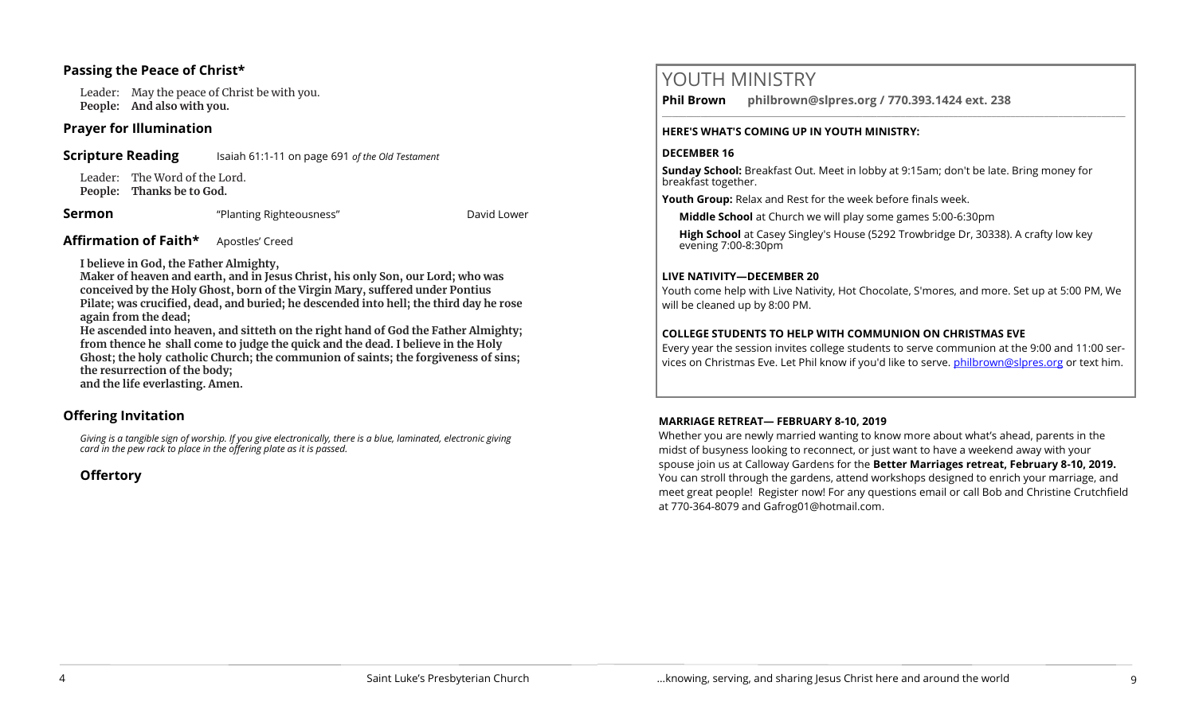### Passing the Peace of Christ*

Leader: May the peace of Christ be with you.
**People: And also with you.**

### Prayer for Illumination

### Scripture Reading

Isaiah 61:1-11 on page 691 *of the Old Testament*

Leader: The Word of the Lord.
**People: Thanks be to God.**

### Sermon

"Planting Righteousness" — David Lower

### Affirmation of Faith*

Apostles' Creed

**I believe in God, the Father Almighty,
Maker of heaven and earth, and in Jesus Christ, his only Son, our Lord; who was conceived by the Holy Ghost, born of the Virgin Mary, suffered under Pontius Pilate; was crucified, dead, and buried; he descended into hell; the third day he rose again from the dead;
He ascended into heaven, and sitteth on the right hand of God the Father Almighty; from thence he shall come to judge the quick and the dead. I believe in the Holy Ghost; the holy catholic Church; the communion of saints; the forgiveness of sins; the resurrection of the body;
and the life everlasting. Amen.**

### Offering Invitation

*Giving is a tangible sign of worship. If you give electronically, there is a blue, laminated, electronic giving card in the pew rack to place in the offering plate as it is passed.*

### Offertory

# YOUTH MINISTRY

**Phil Brown philbrown@slpres.org / 770.393.1424 ext. 238**

**HERE'S WHAT'S COMING UP IN YOUTH MINISTRY:**

**DECEMBER 16**

**Sunday School:** Breakfast Out. Meet in lobby at 9:15am; don't be late. Bring money for breakfast together.

**Youth Group:** Relax and Rest for the week before finals week.

**Middle School** at Church we will play some games 5:00-6:30pm

**High School** at Casey Singley's House (5292 Trowbridge Dr, 30338). A crafty low key evening 7:00-8:30pm

**LIVE NATIVITY—DECEMBER 20**

Youth come help with Live Nativity, Hot Chocolate, S'mores, and more. Set up at 5:00 PM, We will be cleaned up by 8:00 PM.

**COLLEGE STUDENTS TO HELP WITH COMMUNION ON CHRISTMAS EVE**

Every year the session invites college students to serve communion at the 9:00 and 11:00 services on Christmas Eve. Let Phil know if you'd like to serve. philbrown@slpres.org or text him.

**MARRIAGE RETREAT— FEBRUARY 8-10, 2019**

Whether you are newly married wanting to know more about what's ahead, parents in the midst of busyness looking to reconnect, or just want to have a weekend away with your spouse join us at Calloway Gardens for the **Better Marriages retreat, February 8-10, 2019.** You can stroll through the gardens, attend workshops designed to enrich your marriage, and meet great people! Register now! For any questions email or call Bob and Christine Crutchfield at 770-364-8079 and Gafrog01@hotmail.com.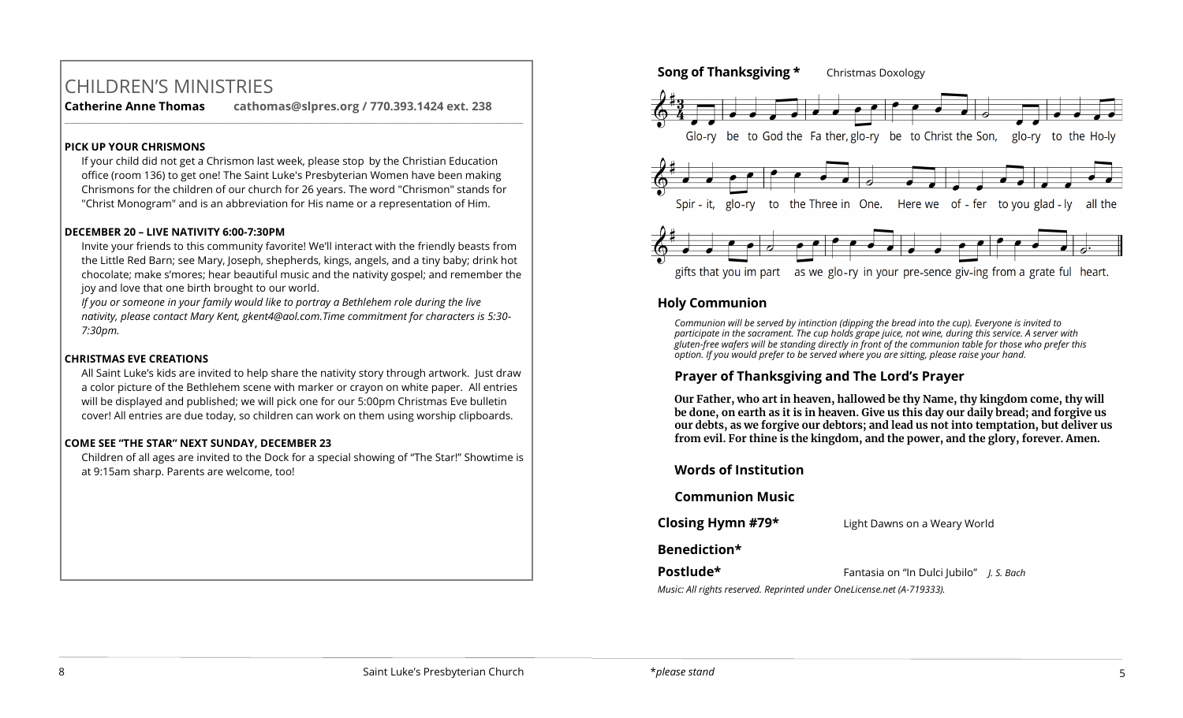# CHILDREN'S MINISTRIES

**Catherine Anne Thomas** **cathomas@slpres.org / 770.393.1424 ext. 238**

**PICK UP YOUR CHRISMONS**

If your child did not get a Chrismon last week, please stop by the Christian Education office (room 136) to get one! The Saint Luke's Presbyterian Women have been making Chrismons for the children of our church for 26 years. The word "Chrismon" stands for "Christ Monogram" and is an abbreviation for His name or a representation of Him.

**DECEMBER 20 – LIVE NATIVITY 6:00-7:30PM**

Invite your friends to this community favorite! We'll interact with the friendly beasts from the Little Red Barn; see Mary, Joseph, shepherds, kings, angels, and a tiny baby; drink hot chocolate; make s'mores; hear beautiful music and the nativity gospel; and remember the joy and love that one birth brought to our world.

*If you or someone in your family would like to portray a Bethlehem role during the live nativity, please contact Mary Kent, gkent4@aol.com.Time commitment for characters is 5:30-7:30pm.*

**CHRISTMAS EVE CREATIONS**

All Saint Luke's kids are invited to help share the nativity story through artwork. Just draw a color picture of the Bethlehem scene with marker or crayon on white paper. All entries will be displayed and published; we will pick one for our 5:00pm Christmas Eve bulletin cover! All entries are due today, so children can work on them using worship clipboards.

**COME SEE "THE STAR" NEXT SUNDAY, DECEMBER 23**

Children of all ages are invited to the Dock for a special showing of "The Star!" Showtime is at 9:15am sharp. Parents are welcome, too!

**Song of Thanksgiving *** Christmas Doxology

Glo-ry be to God the Fa ther, glo-ry be to Christ the Son, glo-ry to the Ho-ly Spir - it, glo-ry to the Three in One. Here we of - fer to you glad - ly all the gifts that you im part as we glo-ry in your pre-sence giv-ing from a grate ful heart.

**Holy Communion**

*Communion will be served by intinction (dipping the bread into the cup). Everyone is invited to participate in the sacrament. The cup holds grape juice, not wine, during this service. A server with gluten-free wafers will be standing directly in front of the communion table for those who prefer this option. If you would prefer to be served where you are sitting, please raise your hand.*

**Prayer of Thanksgiving and The Lord's Prayer**

**Our Father, who art in heaven, hallowed be thy Name, thy kingdom come, thy will be done, on earth as it is in heaven. Give us this day our daily bread; and forgive us our debts, as we forgive our debtors; and lead us not into temptation, but deliver us from evil. For thine is the kingdom, and the power, and the glory, forever. Amen.**

**Words of Institution**

**Communion Music**

**Closing Hymn #79*** Light Dawns on a Weary World

**Benediction***

**Postlude*** Fantasia on "In Dulci Jubilo" *J. S. Bach*

*Music: All rights reserved. Reprinted under OneLicense.net (A-719333).*

*\*please stand*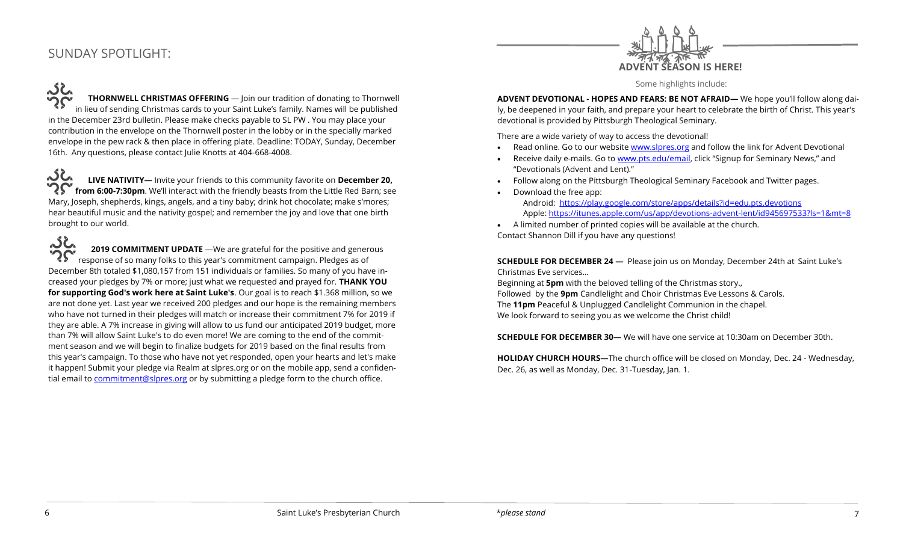## SUNDAY SPOTLIGHT:

**THORNWELL CHRISTMAS OFFERING** — Join our tradition of donating to Thornwell in lieu of sending Christmas cards to your Saint Luke's family. Names will be published in the December 23rd bulletin. Please make checks payable to SL PW . You may place your contribution in the envelope on the Thornwell poster in the lobby or in the specially marked envelope in the pew rack & then place in offering plate. Deadline: TODAY, Sunday, December 16th. Any questions, please contact Julie Knotts at 404-668-4008.

**LIVE NATIVITY—** Invite your friends to this community favorite on **December 20, from 6:00-7:30pm**. We'll interact with the friendly beasts from the Little Red Barn; see Mary, Joseph, shepherds, kings, angels, and a tiny baby; drink hot chocolate; make s'mores; hear beautiful music and the nativity gospel; and remember the joy and love that one birth brought to our world.

**2019 COMMITMENT UPDATE** —We are grateful for the positive and generous response of so many folks to this year's commitment campaign. Pledges as of December 8th totaled $1,080,157 from 151 individuals or families. So many of you have increased your pledges by 7% or more; just what we requested and prayed for. **THANK YOU for supporting God's work here at Saint Luke's**. Our goal is to reach $1.368 million, so we are not done yet. Last year we received 200 pledges and our hope is the remaining members who have not turned in their pledges will match or increase their commitment 7% for 2019 if they are able. A 7% increase in giving will allow to us fund our anticipated 2019 budget, more than 7% will allow Saint Luke's to do even more! We are coming to the end of the commitment season and we will begin to finalize budgets for 2019 based on the final results from this year's campaign. To those who have not yet responded, open your hearts and let's make it happen! Submit your pledge via Realm at slpres.org or on the mobile app, send a confidential email to commitment@slpres.org or by submitting a pledge form to the church office.

## ADVENT SEASON IS HERE!

Some highlights include:

**ADVENT DEVOTIONAL - HOPES AND FEARS: BE NOT AFRAID—** We hope you'll follow along daily, be deepened in your faith, and prepare your heart to celebrate the birth of Christ. This year's devotional is provided by Pittsburgh Theological Seminary.

There are a wide variety of way to access the devotional!

- Read online. Go to our website www.slpres.org and follow the link for Advent Devotional
- Receive daily e-mails. Go to www.pts.edu/email, click "Signup for Seminary News," and "Devotionals (Advent and Lent)."
- Follow along on the Pittsburgh Theological Seminary Facebook and Twitter pages.
- Download the free app:
  Android: https://play.google.com/store/apps/details?id=edu.pts.devotions
  Apple: https://itunes.apple.com/us/app/devotions-advent-lent/id945697533?ls=1&mt=8
- A limited number of printed copies will be available at the church.

Contact Shannon Dill if you have any questions!

**SCHEDULE FOR DECEMBER 24 —** Please join us on Monday, December 24th at Saint Luke's Christmas Eve services…
Beginning at **5pm** with the beloved telling of the Christmas story.,
Followed by the **9pm** Candlelight and Choir Christmas Eve Lessons & Carols.
The **11pm** Peaceful & Unplugged Candlelight Communion in the chapel.
We look forward to seeing you as we welcome the Christ child!

**SCHEDULE FOR DECEMBER 30—** We will have one service at 10:30am on December 30th.

**HOLIDAY CHURCH HOURS—**The church office will be closed on Monday, Dec. 24 - Wednesday, Dec. 26, as well as Monday, Dec. 31-Tuesday, Jan. 1.